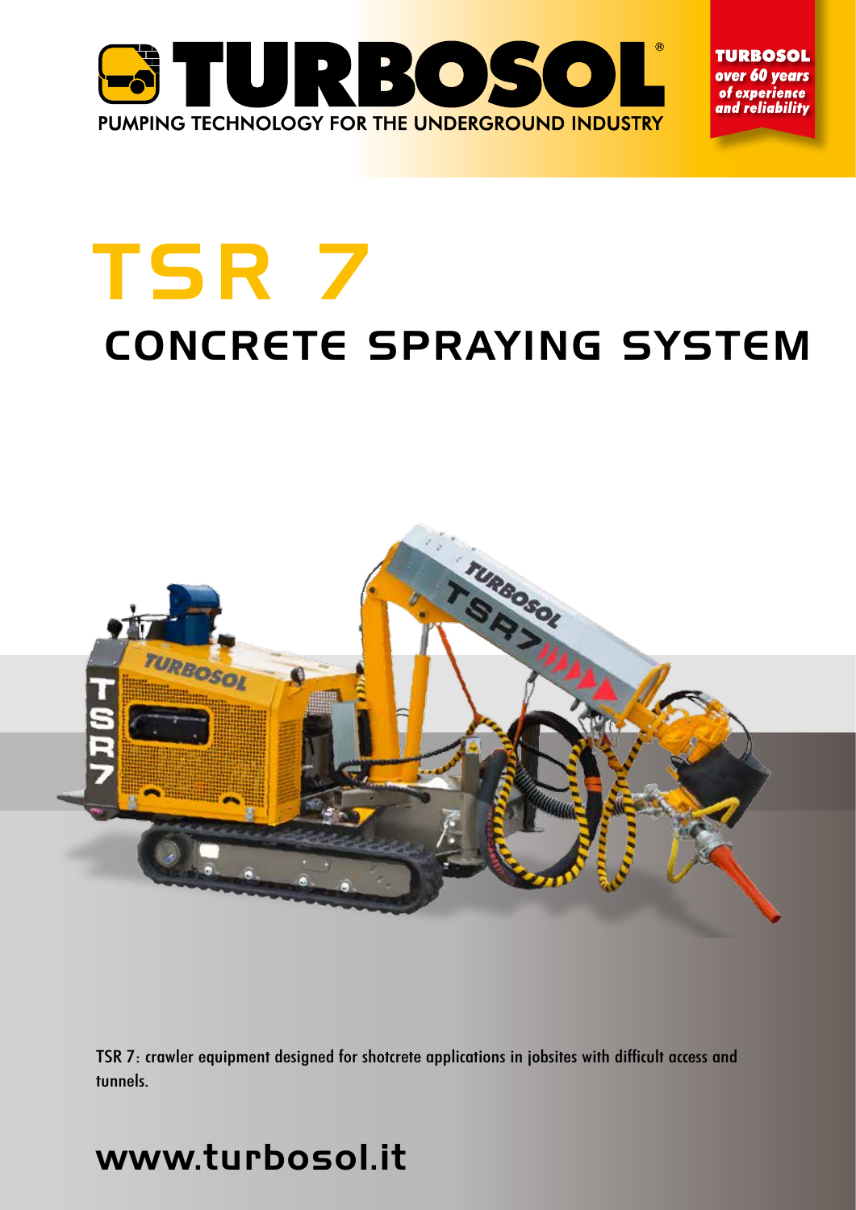# TURBOSOL®

PUMPING TECHNOLOGY FOR THE UNDERGROUND INDUSTRY

**TURBOSOL**
***over 60 years of experience and reliability***

# TSR 7

## CONCRETE SPRAYING SYSTEM

TSR 7: crawler equipment designed for shotcrete applications in jobsites with difficult access and tunnels.

## www.turbosol.it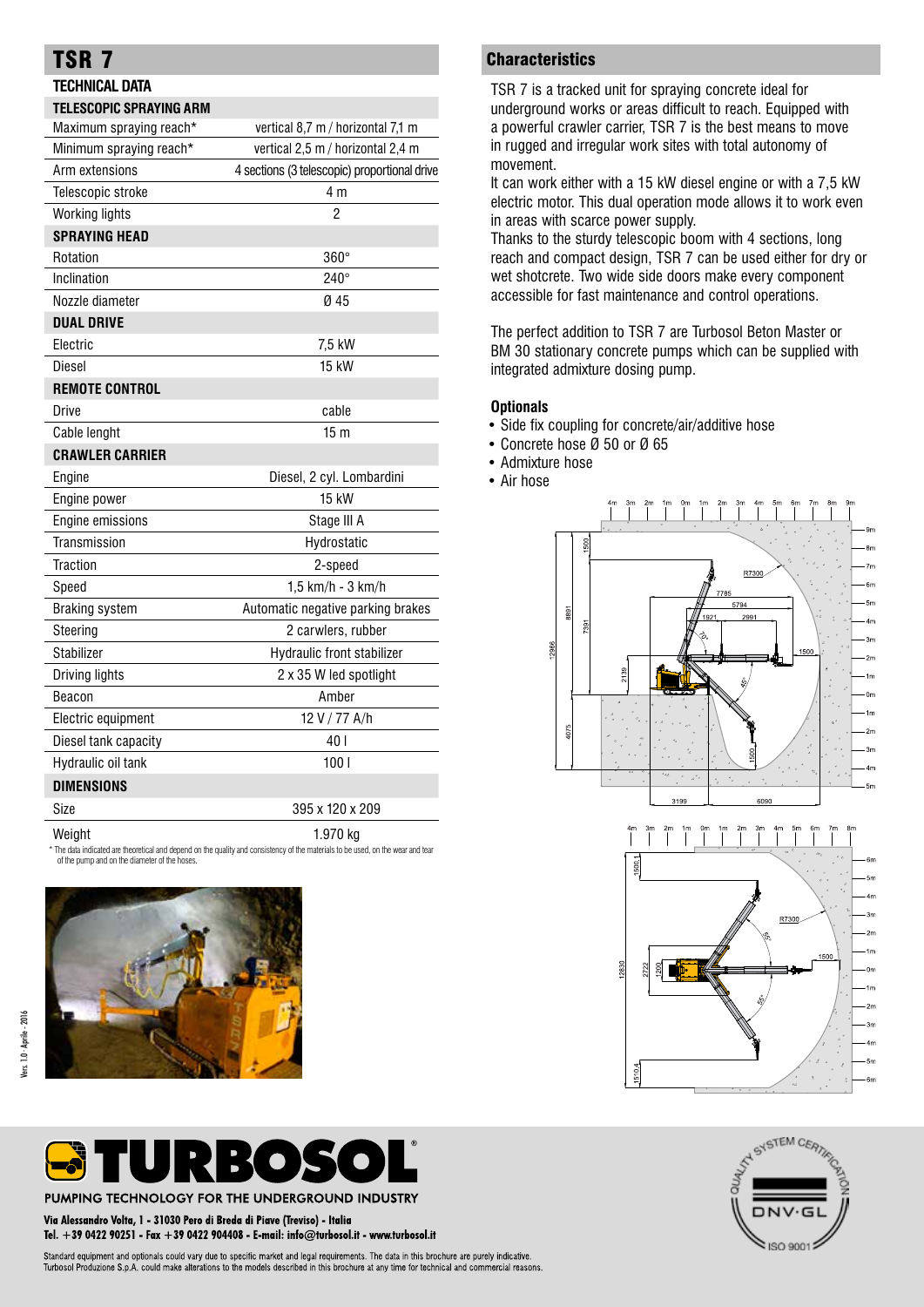# TSR 7

## TECHNICAL DATA

| | |
|---|---|
| **TELESCOPIC SPRAYING ARM** | |
| Maximum spraying reach* | vertical 8,7 m / horizontal 7,1 m |
| Minimum spraying reach* | vertical 2,5 m / horizontal 2,4 m |
| Arm extensions | 4 sections (3 telescopic) proportional drive |
| Telescopic stroke | 4 m |
| Working lights | 2 |
| **SPRAYING HEAD** | |
| Rotation | 360° |
| Inclination | 240° |
| Nozzle diameter | Ø 45 |
| **DUAL DRIVE** | |
| Electric | 7,5 kW |
| Diesel | 15 kW |
| **REMOTE CONTROL** | |
| Drive | cable |
| Cable lenght | 15 m |
| **CRAWLER CARRIER** | |
| Engine | Diesel, 2 cyl. Lombardini |
| Engine power | 15 kW |
| Engine emissions | Stage III A |
| Transmission | Hydrostatic |
| Traction | 2-speed |
| Speed | 1,5 km/h - 3 km/h |
| Braking system | Automatic negative parking brakes |
| Steering | 2 carwlers, rubber |
| Stabilizer | Hydraulic front stabilizer |
| Driving lights | 2 x 35 W led spotlight |
| Beacon | Amber |
| Electric equipment | 12 V / 77 A/h |
| Diesel tank capacity | 40 l |
| Hydraulic oil tank | 100 l |
| **DIMENSIONS** | |
| Size | 395 x 120 x 209 |
| Weight | 1.970 kg |

* The data indicated are theoretical and depend on the quality and consistency of the materials to be used, on the wear and tear of the pump and on the diameter of the hoses.

## Characteristics

TSR 7 is a tracked unit for spraying concrete ideal for underground works or areas difficult to reach. Equipped with a powerful crawler carrier, TSR 7 is the best means to move in rugged and irregular work sites with total autonomy of movement.
It can work either with a 15 kW diesel engine or with a 7,5 kW electric motor. This dual operation mode allows it to work even in areas with scarce power supply.
Thanks to the sturdy telescopic boom with 4 sections, long reach and compact design, TSR 7 can be used either for dry or wet shotcrete. Two wide side doors make every component accessible for fast maintenance and control operations.

The perfect addition to TSR 7 are Turbosol Beton Master or BM 30 stationary concrete pumps which can be supplied with integrated admixture dosing pump.

### Optionals

- Side fix coupling for concrete/air/additive hose
- Concrete hose Ø 50 or Ø 65
- Admixture hose
- Air hose

4m 3m 2m 1m 0m 1m 2m 3m 4m 5m 6m 7m 8m 9m
9m 8m 7m 6m 5m 4m 3m 2m 1m 0m 1m 2m 3m 4m 5m
1500 R7300 7785 5794 1921 2991 70° 1500 45° 1500
12966 8891 7391 2139 4075
3199 6090

4m 3m 2m 1m 0m 1m 2m 3m 4m 5m 6m 7m 8m
6m 5m 4m 3m 2m 1m 0m 1m 2m 3m 4m 5m 6m
1500,1 R7300 55° 1500 55°
12830 2722 1200 1510,4

Vers. 1.0 - Aprile - 2016

**TURBOSOL®**
PUMPING TECHNOLOGY FOR THE UNDERGROUND INDUSTRY

Via Alessandro Volta, 1 - 31030 Pero di Breda di Piave (Treviso) - Italia
Tel. +39 0422 90251 - Fax +39 0422 904408 - E-mail: info@turbosol.it - www.turbosol.it

Standard equipment and optionals could vary due to specific market and legal requirements. The data in this brochure are purely indicative.
Turbosol Produzione S.p.A. could make alterations to the models described in this brochure at any time for technical and commercial reasons.

QUALITY SYSTEM CERTIFICATION
DNV·GL
ISO 9001